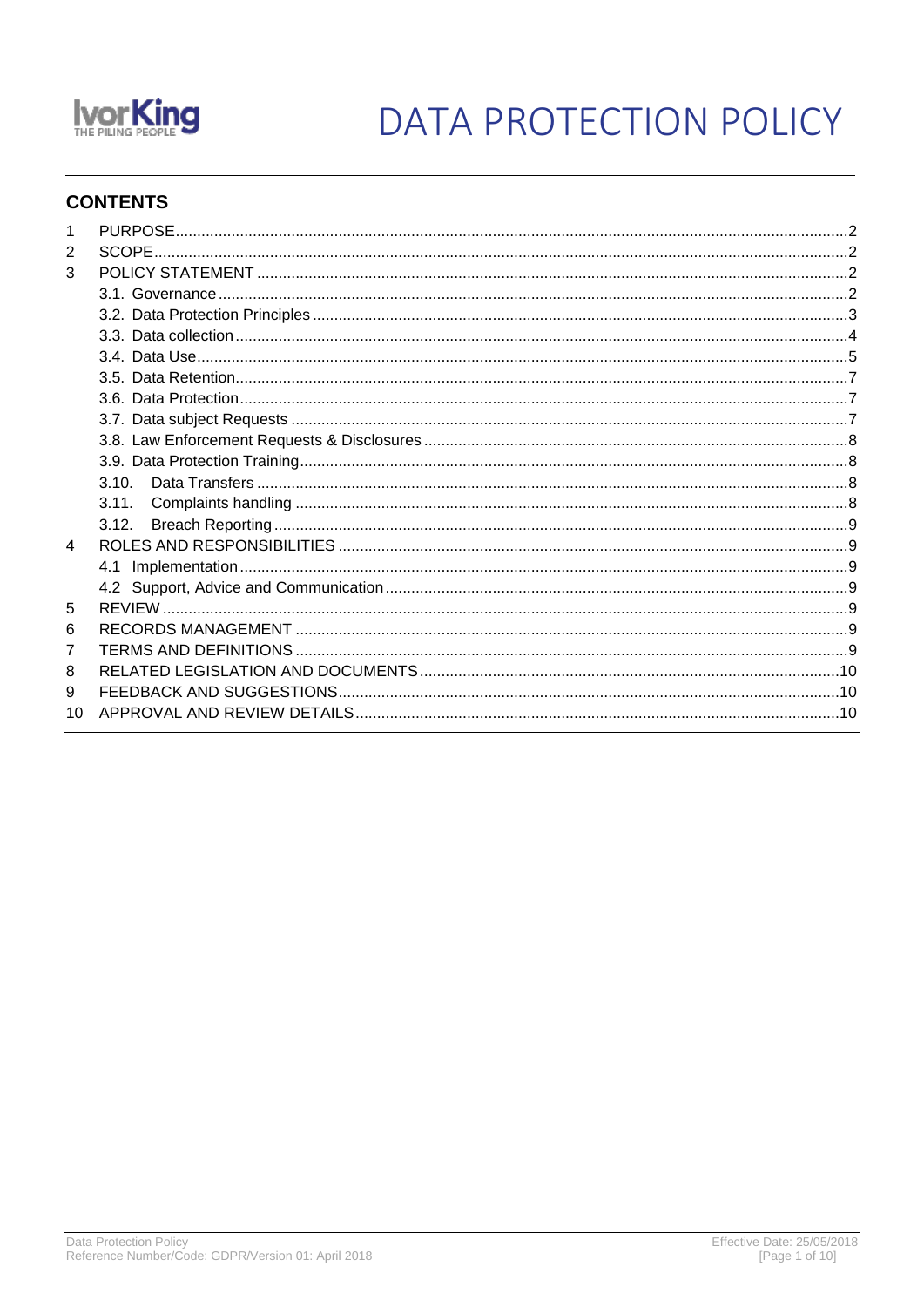IvorKing
THE PILING PEOPLE

# DATA PROTECTION POLICY

## CONTENTS

| | | |
|---|---|---|
| 1 | PURPOSE | 2 |
| 2 | SCOPE | 2 |
| 3 | POLICY STATEMENT | 2 |
| | 3.1. Governance | 2 |
| | 3.2. Data Protection Principles | 3 |
| | 3.3. Data collection | 4 |
| | 3.4. Data Use | 5 |
| | 3.5. Data Retention | 7 |
| | 3.6. Data Protection | 7 |
| | 3.7. Data subject Requests | 7 |
| | 3.8. Law Enforcement Requests & Disclosures | 8 |
| | 3.9. Data Protection Training | 8 |
| | 3.10. Data Transfers | 8 |
| | 3.11. Complaints handling | 8 |
| | 3.12. Breach Reporting | 9 |
| 4 | ROLES AND RESPONSIBILITIES | 9 |
| | 4.1 Implementation | 9 |
| | 4.2 Support, Advice and Communication | 9 |
| 5 | REVIEW | 9 |
| 6 | RECORDS MANAGEMENT | 9 |
| 7 | TERMS AND DEFINITIONS | 9 |
| 8 | RELATED LEGISLATION AND DOCUMENTS | 10 |
| 9 | FEEDBACK AND SUGGESTIONS | 10 |
| 10 | APPROVAL AND REVIEW DETAILS | 10 |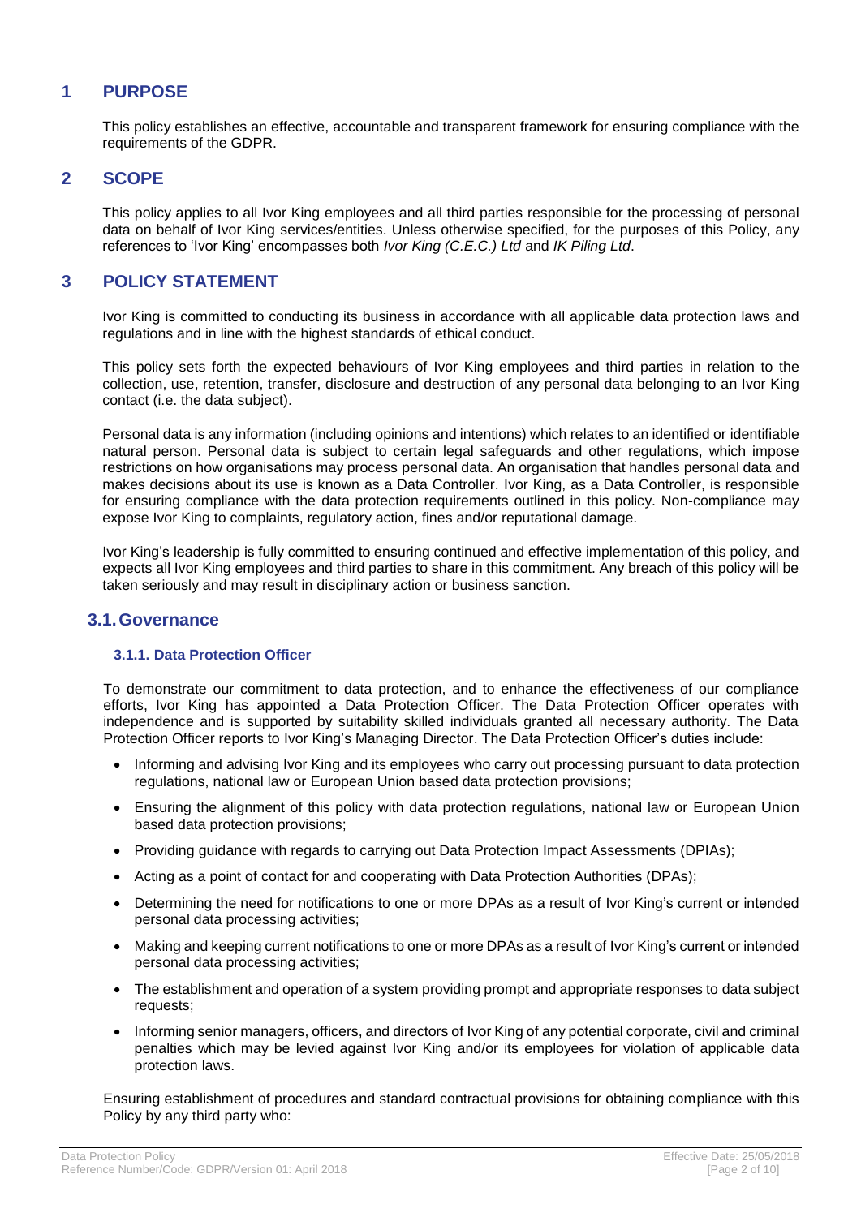# 1 PURPOSE

This policy establishes an effective, accountable and transparent framework for ensuring compliance with the requirements of the GDPR.

# 2 SCOPE

This policy applies to all Ivor King employees and all third parties responsible for the processing of personal data on behalf of Ivor King services/entities. Unless otherwise specified, for the purposes of this Policy, any references to 'Ivor King' encompasses both *Ivor King (C.E.C.) Ltd* and *IK Piling Ltd*.

# 3 POLICY STATEMENT

Ivor King is committed to conducting its business in accordance with all applicable data protection laws and regulations and in line with the highest standards of ethical conduct.

This policy sets forth the expected behaviours of Ivor King employees and third parties in relation to the collection, use, retention, transfer, disclosure and destruction of any personal data belonging to an Ivor King contact (i.e. the data subject).

Personal data is any information (including opinions and intentions) which relates to an identified or identifiable natural person. Personal data is subject to certain legal safeguards and other regulations, which impose restrictions on how organisations may process personal data. An organisation that handles personal data and makes decisions about its use is known as a Data Controller. Ivor King, as a Data Controller, is responsible for ensuring compliance with the data protection requirements outlined in this policy. Non-compliance may expose Ivor King to complaints, regulatory action, fines and/or reputational damage.

Ivor King's leadership is fully committed to ensuring continued and effective implementation of this policy, and expects all Ivor King employees and third parties to share in this commitment. Any breach of this policy will be taken seriously and may result in disciplinary action or business sanction.

## 3.1. Governance

### 3.1.1. Data Protection Officer

To demonstrate our commitment to data protection, and to enhance the effectiveness of our compliance efforts, Ivor King has appointed a Data Protection Officer. The Data Protection Officer operates with independence and is supported by suitability skilled individuals granted all necessary authority. The Data Protection Officer reports to Ivor King's Managing Director. The Data Protection Officer's duties include:

- Informing and advising Ivor King and its employees who carry out processing pursuant to data protection regulations, national law or European Union based data protection provisions;
- Ensuring the alignment of this policy with data protection regulations, national law or European Union based data protection provisions;
- Providing guidance with regards to carrying out Data Protection Impact Assessments (DPIAs);
- Acting as a point of contact for and cooperating with Data Protection Authorities (DPAs);
- Determining the need for notifications to one or more DPAs as a result of Ivor King's current or intended personal data processing activities;
- Making and keeping current notifications to one or more DPAs as a result of Ivor King's current or intended personal data processing activities;
- The establishment and operation of a system providing prompt and appropriate responses to data subject requests;
- Informing senior managers, officers, and directors of Ivor King of any potential corporate, civil and criminal penalties which may be levied against Ivor King and/or its employees for violation of applicable data protection laws.

Ensuring establishment of procedures and standard contractual provisions for obtaining compliance with this Policy by any third party who: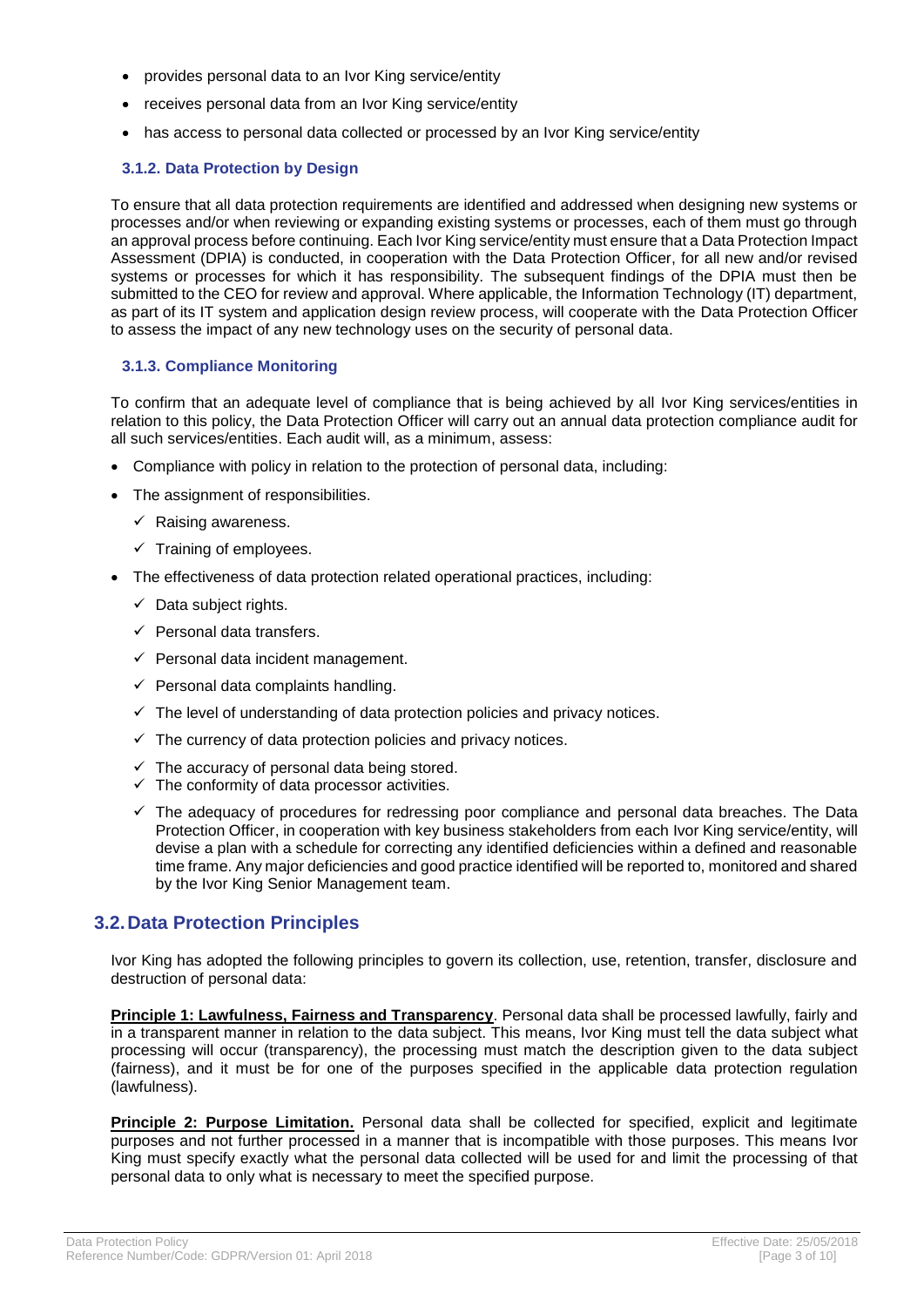- provides personal data to an Ivor King service/entity
- receives personal data from an Ivor King service/entity
- has access to personal data collected or processed by an Ivor King service/entity

### 3.1.2. Data Protection by Design

To ensure that all data protection requirements are identified and addressed when designing new systems or processes and/or when reviewing or expanding existing systems or processes, each of them must go through an approval process before continuing. Each Ivor King service/entity must ensure that a Data Protection Impact Assessment (DPIA) is conducted, in cooperation with the Data Protection Officer, for all new and/or revised systems or processes for which it has responsibility. The subsequent findings of the DPIA must then be submitted to the CEO for review and approval. Where applicable, the Information Technology (IT) department, as part of its IT system and application design review process, will cooperate with the Data Protection Officer to assess the impact of any new technology uses on the security of personal data.

### 3.1.3. Compliance Monitoring

To confirm that an adequate level of compliance that is being achieved by all Ivor King services/entities in relation to this policy, the Data Protection Officer will carry out an annual data protection compliance audit for all such services/entities. Each audit will, as a minimum, assess:

- Compliance with policy in relation to the protection of personal data, including:
- The assignment of responsibilities.
  - ✓ Raising awareness.
  - ✓ Training of employees.
- The effectiveness of data protection related operational practices, including:
  - ✓ Data subject rights.
  - ✓ Personal data transfers.
  - ✓ Personal data incident management.
  - ✓ Personal data complaints handling.
  - ✓ The level of understanding of data protection policies and privacy notices.
  - ✓ The currency of data protection policies and privacy notices.
  - ✓ The accuracy of personal data being stored.
  - ✓ The conformity of data processor activities.
  - ✓ The adequacy of procedures for redressing poor compliance and personal data breaches. The Data Protection Officer, in cooperation with key business stakeholders from each Ivor King service/entity, will devise a plan with a schedule for correcting any identified deficiencies within a defined and reasonable time frame. Any major deficiencies and good practice identified will be reported to, monitored and shared by the Ivor King Senior Management team.

## 3.2. Data Protection Principles

Ivor King has adopted the following principles to govern its collection, use, retention, transfer, disclosure and destruction of personal data:

**Principle 1: Lawfulness, Fairness and Transparency**. Personal data shall be processed lawfully, fairly and in a transparent manner in relation to the data subject. This means, Ivor King must tell the data subject what processing will occur (transparency), the processing must match the description given to the data subject (fairness), and it must be for one of the purposes specified in the applicable data protection regulation (lawfulness).

**Principle 2: Purpose Limitation.** Personal data shall be collected for specified, explicit and legitimate purposes and not further processed in a manner that is incompatible with those purposes. This means Ivor King must specify exactly what the personal data collected will be used for and limit the processing of that personal data to only what is necessary to meet the specified purpose.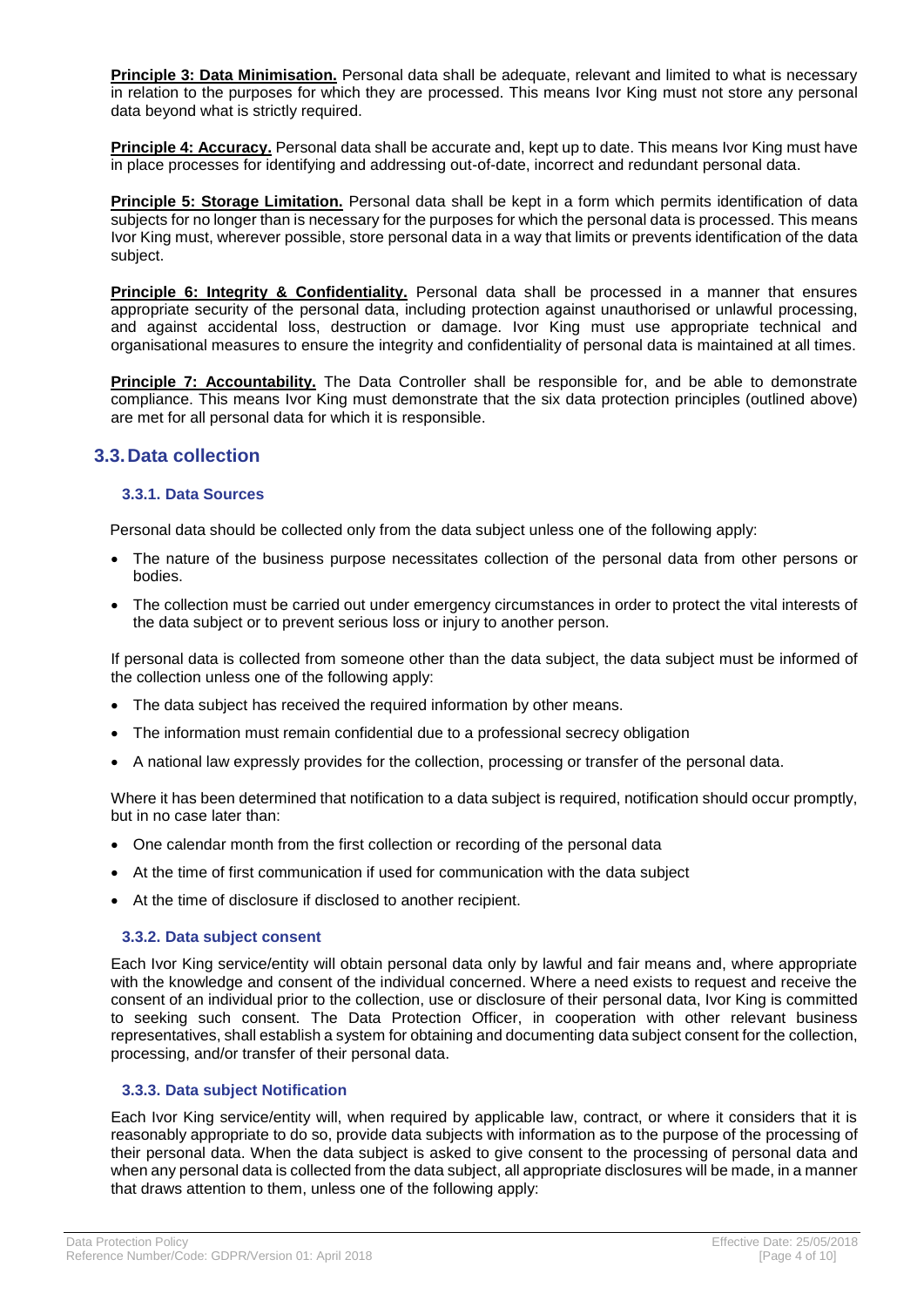**Principle 3: Data Minimisation.** Personal data shall be adequate, relevant and limited to what is necessary in relation to the purposes for which they are processed. This means Ivor King must not store any personal data beyond what is strictly required.

**Principle 4: Accuracy.** Personal data shall be accurate and, kept up to date. This means Ivor King must have in place processes for identifying and addressing out-of-date, incorrect and redundant personal data.

**Principle 5: Storage Limitation.** Personal data shall be kept in a form which permits identification of data subjects for no longer than is necessary for the purposes for which the personal data is processed. This means Ivor King must, wherever possible, store personal data in a way that limits or prevents identification of the data subject.

**Principle 6: Integrity & Confidentiality.** Personal data shall be processed in a manner that ensures appropriate security of the personal data, including protection against unauthorised or unlawful processing, and against accidental loss, destruction or damage. Ivor King must use appropriate technical and organisational measures to ensure the integrity and confidentiality of personal data is maintained at all times.

**Principle 7: Accountability.** The Data Controller shall be responsible for, and be able to demonstrate compliance. This means Ivor King must demonstrate that the six data protection principles (outlined above) are met for all personal data for which it is responsible.

## 3.3. Data collection

### 3.3.1. Data Sources

Personal data should be collected only from the data subject unless one of the following apply:

- The nature of the business purpose necessitates collection of the personal data from other persons or bodies.
- The collection must be carried out under emergency circumstances in order to protect the vital interests of the data subject or to prevent serious loss or injury to another person.

If personal data is collected from someone other than the data subject, the data subject must be informed of the collection unless one of the following apply:

- The data subject has received the required information by other means.
- The information must remain confidential due to a professional secrecy obligation
- A national law expressly provides for the collection, processing or transfer of the personal data.

Where it has been determined that notification to a data subject is required, notification should occur promptly, but in no case later than:

- One calendar month from the first collection or recording of the personal data
- At the time of first communication if used for communication with the data subject
- At the time of disclosure if disclosed to another recipient.

### 3.3.2. Data subject consent

Each Ivor King service/entity will obtain personal data only by lawful and fair means and, where appropriate with the knowledge and consent of the individual concerned. Where a need exists to request and receive the consent of an individual prior to the collection, use or disclosure of their personal data, Ivor King is committed to seeking such consent. The Data Protection Officer, in cooperation with other relevant business representatives, shall establish a system for obtaining and documenting data subject consent for the collection, processing, and/or transfer of their personal data.

### 3.3.3. Data subject Notification

Each Ivor King service/entity will, when required by applicable law, contract, or where it considers that it is reasonably appropriate to do so, provide data subjects with information as to the purpose of the processing of their personal data. When the data subject is asked to give consent to the processing of personal data and when any personal data is collected from the data subject, all appropriate disclosures will be made, in a manner that draws attention to them, unless one of the following apply: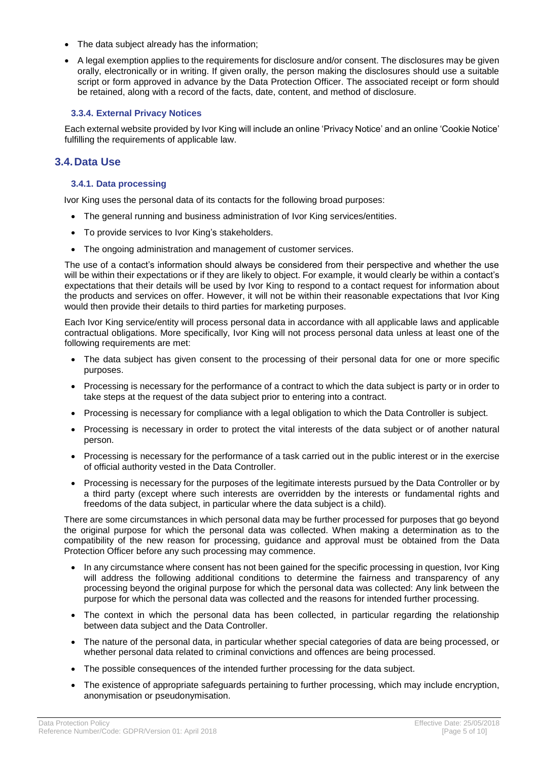- The data subject already has the information;
- A legal exemption applies to the requirements for disclosure and/or consent. The disclosures may be given orally, electronically or in writing. If given orally, the person making the disclosures should use a suitable script or form approved in advance by the Data Protection Officer. The associated receipt or form should be retained, along with a record of the facts, date, content, and method of disclosure.

#### 3.3.4. External Privacy Notices

Each external website provided by Ivor King will include an online 'Privacy Notice' and an online 'Cookie Notice' fulfilling the requirements of applicable law.

## 3.4. Data Use

#### 3.4.1. Data processing

Ivor King uses the personal data of its contacts for the following broad purposes:

- The general running and business administration of Ivor King services/entities.
- To provide services to Ivor King's stakeholders.
- The ongoing administration and management of customer services.

The use of a contact's information should always be considered from their perspective and whether the use will be within their expectations or if they are likely to object. For example, it would clearly be within a contact's expectations that their details will be used by Ivor King to respond to a contact request for information about the products and services on offer. However, it will not be within their reasonable expectations that Ivor King would then provide their details to third parties for marketing purposes.

Each Ivor King service/entity will process personal data in accordance with all applicable laws and applicable contractual obligations. More specifically, Ivor King will not process personal data unless at least one of the following requirements are met:

- The data subject has given consent to the processing of their personal data for one or more specific purposes.
- Processing is necessary for the performance of a contract to which the data subject is party or in order to take steps at the request of the data subject prior to entering into a contract.
- Processing is necessary for compliance with a legal obligation to which the Data Controller is subject.
- Processing is necessary in order to protect the vital interests of the data subject or of another natural person.
- Processing is necessary for the performance of a task carried out in the public interest or in the exercise of official authority vested in the Data Controller.
- Processing is necessary for the purposes of the legitimate interests pursued by the Data Controller or by a third party (except where such interests are overridden by the interests or fundamental rights and freedoms of the data subject, in particular where the data subject is a child).

There are some circumstances in which personal data may be further processed for purposes that go beyond the original purpose for which the personal data was collected. When making a determination as to the compatibility of the new reason for processing, guidance and approval must be obtained from the Data Protection Officer before any such processing may commence.

- In any circumstance where consent has not been gained for the specific processing in question, Ivor King will address the following additional conditions to determine the fairness and transparency of any processing beyond the original purpose for which the personal data was collected: Any link between the purpose for which the personal data was collected and the reasons for intended further processing.
- The context in which the personal data has been collected, in particular regarding the relationship between data subject and the Data Controller.
- The nature of the personal data, in particular whether special categories of data are being processed, or whether personal data related to criminal convictions and offences are being processed.
- The possible consequences of the intended further processing for the data subject.
- The existence of appropriate safeguards pertaining to further processing, which may include encryption, anonymisation or pseudonymisation.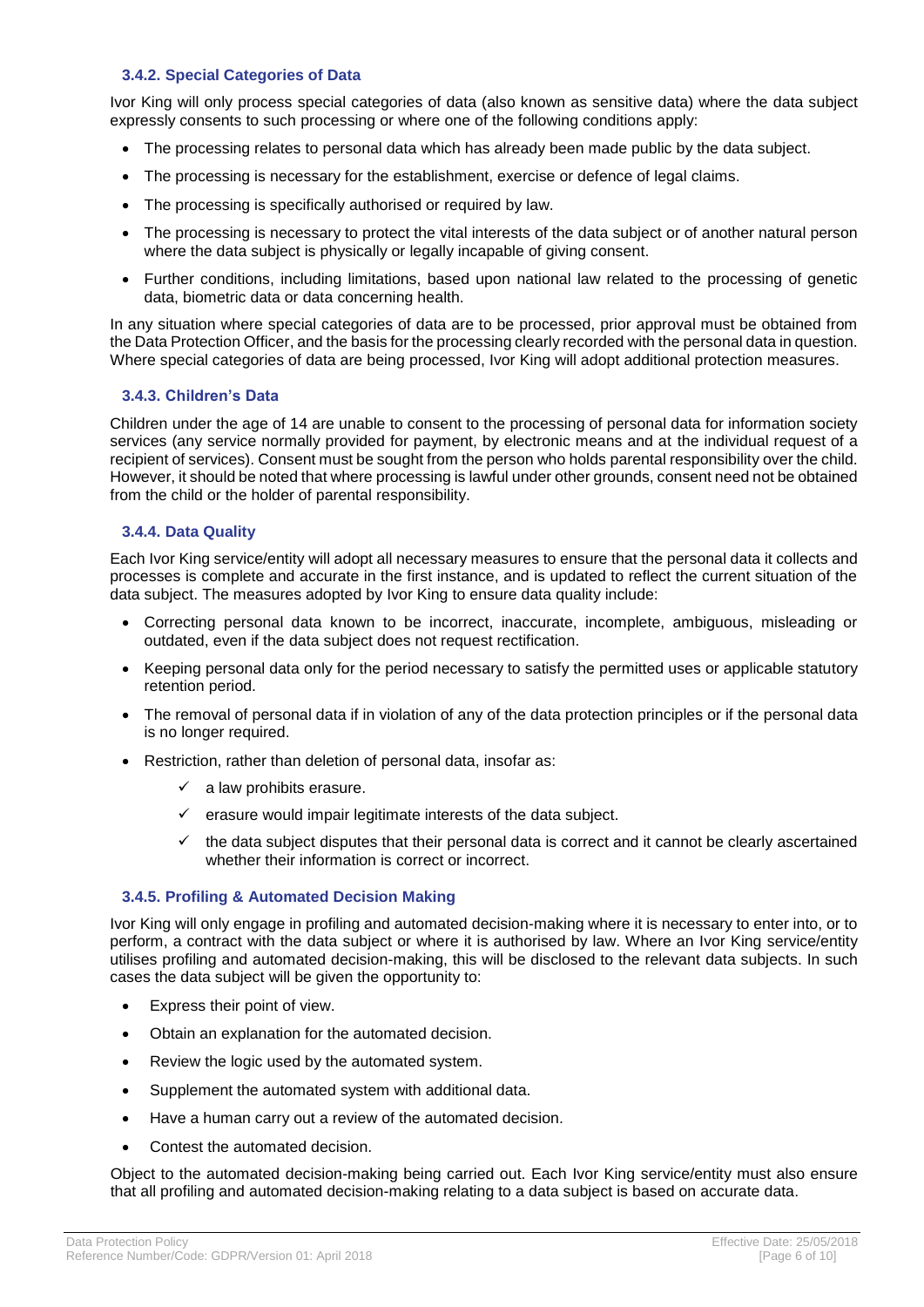### 3.4.2. Special Categories of Data

Ivor King will only process special categories of data (also known as sensitive data) where the data subject expressly consents to such processing or where one of the following conditions apply:

- The processing relates to personal data which has already been made public by the data subject.
- The processing is necessary for the establishment, exercise or defence of legal claims.
- The processing is specifically authorised or required by law.
- The processing is necessary to protect the vital interests of the data subject or of another natural person where the data subject is physically or legally incapable of giving consent.
- Further conditions, including limitations, based upon national law related to the processing of genetic data, biometric data or data concerning health.

In any situation where special categories of data are to be processed, prior approval must be obtained from the Data Protection Officer, and the basis for the processing clearly recorded with the personal data in question. Where special categories of data are being processed, Ivor King will adopt additional protection measures.

### 3.4.3. Children's Data

Children under the age of 14 are unable to consent to the processing of personal data for information society services (any service normally provided for payment, by electronic means and at the individual request of a recipient of services). Consent must be sought from the person who holds parental responsibility over the child. However, it should be noted that where processing is lawful under other grounds, consent need not be obtained from the child or the holder of parental responsibility.

### 3.4.4. Data Quality

Each Ivor King service/entity will adopt all necessary measures to ensure that the personal data it collects and processes is complete and accurate in the first instance, and is updated to reflect the current situation of the data subject. The measures adopted by Ivor King to ensure data quality include:

- Correcting personal data known to be incorrect, inaccurate, incomplete, ambiguous, misleading or outdated, even if the data subject does not request rectification.
- Keeping personal data only for the period necessary to satisfy the permitted uses or applicable statutory retention period.
- The removal of personal data if in violation of any of the data protection principles or if the personal data is no longer required.
- Restriction, rather than deletion of personal data, insofar as:
  - ✓ a law prohibits erasure.
  - ✓ erasure would impair legitimate interests of the data subject.
  - ✓ the data subject disputes that their personal data is correct and it cannot be clearly ascertained whether their information is correct or incorrect.

### 3.4.5. Profiling & Automated Decision Making

Ivor King will only engage in profiling and automated decision-making where it is necessary to enter into, or to perform, a contract with the data subject or where it is authorised by law. Where an Ivor King service/entity utilises profiling and automated decision-making, this will be disclosed to the relevant data subjects. In such cases the data subject will be given the opportunity to:

- Express their point of view.
- Obtain an explanation for the automated decision.
- Review the logic used by the automated system.
- Supplement the automated system with additional data.
- Have a human carry out a review of the automated decision.
- Contest the automated decision.

Object to the automated decision-making being carried out. Each Ivor King service/entity must also ensure that all profiling and automated decision-making relating to a data subject is based on accurate data.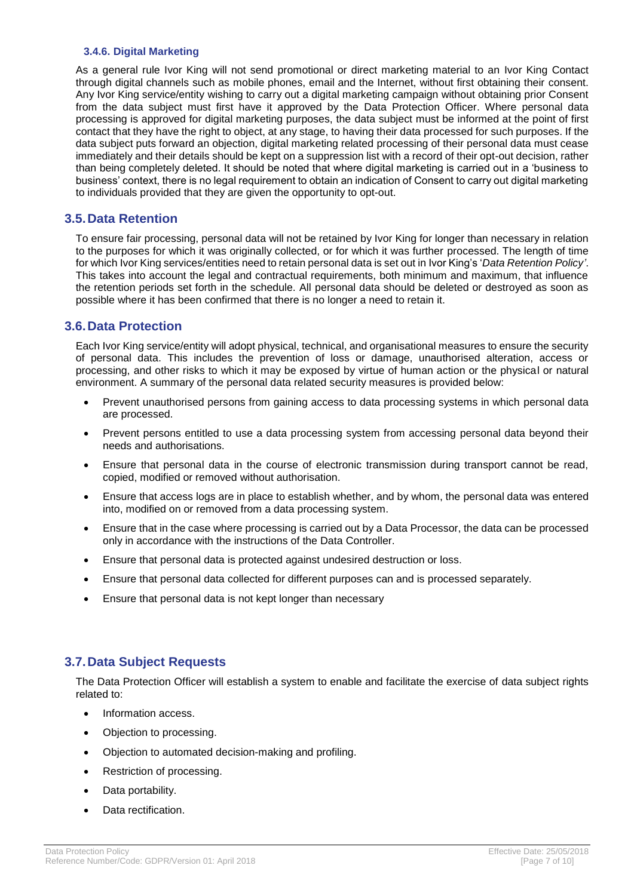#### 3.4.6. Digital Marketing

As a general rule Ivor King will not send promotional or direct marketing material to an Ivor King Contact through digital channels such as mobile phones, email and the Internet, without first obtaining their consent. Any Ivor King service/entity wishing to carry out a digital marketing campaign without obtaining prior Consent from the data subject must first have it approved by the Data Protection Officer. Where personal data processing is approved for digital marketing purposes, the data subject must be informed at the point of first contact that they have the right to object, at any stage, to having their data processed for such purposes. If the data subject puts forward an objection, digital marketing related processing of their personal data must cease immediately and their details should be kept on a suppression list with a record of their opt-out decision, rather than being completely deleted. It should be noted that where digital marketing is carried out in a 'business to business' context, there is no legal requirement to obtain an indication of Consent to carry out digital marketing to individuals provided that they are given the opportunity to opt-out.

## 3.5. Data Retention

To ensure fair processing, personal data will not be retained by Ivor King for longer than necessary in relation to the purposes for which it was originally collected, or for which it was further processed. The length of time for which Ivor King services/entities need to retain personal data is set out in Ivor King's '*Data Retention Policy'*. This takes into account the legal and contractual requirements, both minimum and maximum, that influence the retention periods set forth in the schedule. All personal data should be deleted or destroyed as soon as possible where it has been confirmed that there is no longer a need to retain it.

## 3.6. Data Protection

Each Ivor King service/entity will adopt physical, technical, and organisational measures to ensure the security of personal data. This includes the prevention of loss or damage, unauthorised alteration, access or processing, and other risks to which it may be exposed by virtue of human action or the physical or natural environment. A summary of the personal data related security measures is provided below:

- Prevent unauthorised persons from gaining access to data processing systems in which personal data are processed.
- Prevent persons entitled to use a data processing system from accessing personal data beyond their needs and authorisations.
- Ensure that personal data in the course of electronic transmission during transport cannot be read, copied, modified or removed without authorisation.
- Ensure that access logs are in place to establish whether, and by whom, the personal data was entered into, modified on or removed from a data processing system.
- Ensure that in the case where processing is carried out by a Data Processor, the data can be processed only in accordance with the instructions of the Data Controller.
- Ensure that personal data is protected against undesired destruction or loss.
- Ensure that personal data collected for different purposes can and is processed separately.
- Ensure that personal data is not kept longer than necessary

## 3.7. Data Subject Requests

The Data Protection Officer will establish a system to enable and facilitate the exercise of data subject rights related to:

- Information access.
- Objection to processing.
- Objection to automated decision-making and profiling.
- Restriction of processing.
- Data portability.
- Data rectification.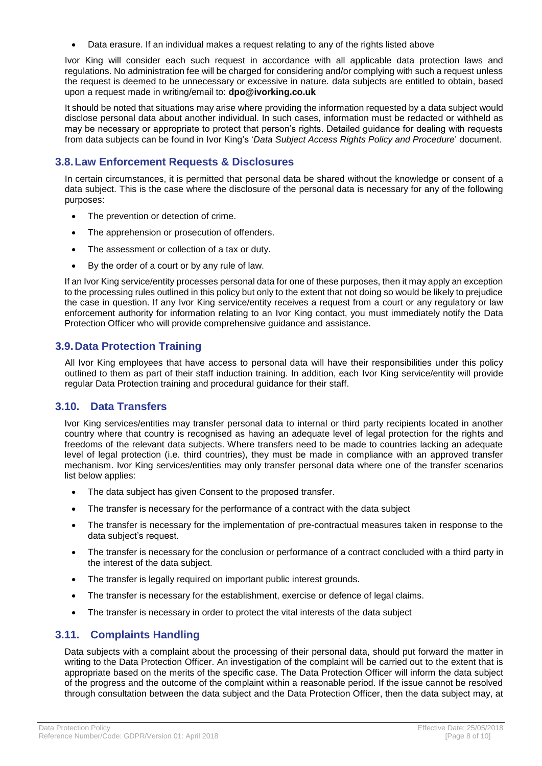- Data erasure. If an individual makes a request relating to any of the rights listed above

Ivor King will consider each such request in accordance with all applicable data protection laws and regulations. No administration fee will be charged for considering and/or complying with such a request unless the request is deemed to be unnecessary or excessive in nature. data subjects are entitled to obtain, based upon a request made in writing/email to: **dpo@ivorking.co.uk**

It should be noted that situations may arise where providing the information requested by a data subject would disclose personal data about another individual. In such cases, information must be redacted or withheld as may be necessary or appropriate to protect that person's rights. Detailed guidance for dealing with requests from data subjects can be found in Ivor King's '*Data Subject Access Rights Policy and Procedure*' document.

## 3.8. Law Enforcement Requests & Disclosures

In certain circumstances, it is permitted that personal data be shared without the knowledge or consent of a data subject. This is the case where the disclosure of the personal data is necessary for any of the following purposes:

- The prevention or detection of crime.
- The apprehension or prosecution of offenders.
- The assessment or collection of a tax or duty.
- By the order of a court or by any rule of law.

If an Ivor King service/entity processes personal data for one of these purposes, then it may apply an exception to the processing rules outlined in this policy but only to the extent that not doing so would be likely to prejudice the case in question. If any Ivor King service/entity receives a request from a court or any regulatory or law enforcement authority for information relating to an Ivor King contact, you must immediately notify the Data Protection Officer who will provide comprehensive guidance and assistance.

## 3.9. Data Protection Training

All Ivor King employees that have access to personal data will have their responsibilities under this policy outlined to them as part of their staff induction training. In addition, each Ivor King service/entity will provide regular Data Protection training and procedural guidance for their staff.

## 3.10. Data Transfers

Ivor King services/entities may transfer personal data to internal or third party recipients located in another country where that country is recognised as having an adequate level of legal protection for the rights and freedoms of the relevant data subjects. Where transfers need to be made to countries lacking an adequate level of legal protection (i.e. third countries), they must be made in compliance with an approved transfer mechanism. Ivor King services/entities may only transfer personal data where one of the transfer scenarios list below applies:

- The data subject has given Consent to the proposed transfer.
- The transfer is necessary for the performance of a contract with the data subject
- The transfer is necessary for the implementation of pre-contractual measures taken in response to the data subject's request.
- The transfer is necessary for the conclusion or performance of a contract concluded with a third party in the interest of the data subject.
- The transfer is legally required on important public interest grounds.
- The transfer is necessary for the establishment, exercise or defence of legal claims.
- The transfer is necessary in order to protect the vital interests of the data subject

## 3.11. Complaints Handling

Data subjects with a complaint about the processing of their personal data, should put forward the matter in writing to the Data Protection Officer. An investigation of the complaint will be carried out to the extent that is appropriate based on the merits of the specific case. The Data Protection Officer will inform the data subject of the progress and the outcome of the complaint within a reasonable period. If the issue cannot be resolved through consultation between the data subject and the Data Protection Officer, then the data subject may, at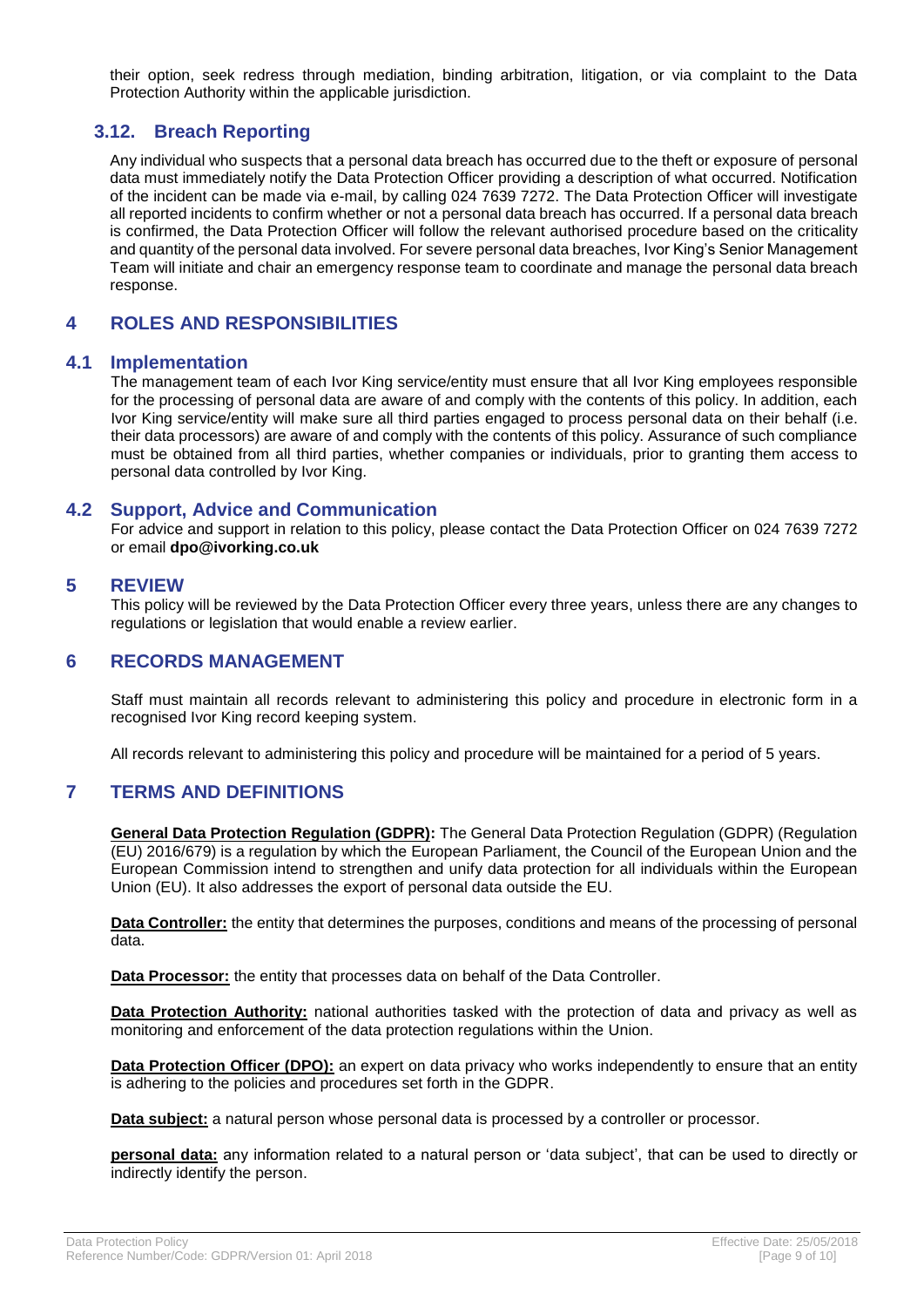their option, seek redress through mediation, binding arbitration, litigation, or via complaint to the Data Protection Authority within the applicable jurisdiction.

### 3.12. Breach Reporting

Any individual who suspects that a personal data breach has occurred due to the theft or exposure of personal data must immediately notify the Data Protection Officer providing a description of what occurred. Notification of the incident can be made via e-mail, by calling 024 7639 7272. The Data Protection Officer will investigate all reported incidents to confirm whether or not a personal data breach has occurred. If a personal data breach is confirmed, the Data Protection Officer will follow the relevant authorised procedure based on the criticality and quantity of the personal data involved. For severe personal data breaches, Ivor King's Senior Management Team will initiate and chair an emergency response team to coordinate and manage the personal data breach response.

## 4 ROLES AND RESPONSIBILITIES

### 4.1 Implementation

The management team of each Ivor King service/entity must ensure that all Ivor King employees responsible for the processing of personal data are aware of and comply with the contents of this policy. In addition, each Ivor King service/entity will make sure all third parties engaged to process personal data on their behalf (i.e. their data processors) are aware of and comply with the contents of this policy. Assurance of such compliance must be obtained from all third parties, whether companies or individuals, prior to granting them access to personal data controlled by Ivor King.

### 4.2 Support, Advice and Communication

For advice and support in relation to this policy, please contact the Data Protection Officer on 024 7639 7272 or email **dpo@ivorking.co.uk**

## 5 REVIEW

This policy will be reviewed by the Data Protection Officer every three years, unless there are any changes to regulations or legislation that would enable a review earlier.

## 6 RECORDS MANAGEMENT

Staff must maintain all records relevant to administering this policy and procedure in electronic form in a recognised Ivor King record keeping system.

All records relevant to administering this policy and procedure will be maintained for a period of 5 years.

## 7 TERMS AND DEFINITIONS

**General Data Protection Regulation (GDPR):** The General Data Protection Regulation (GDPR) (Regulation (EU) 2016/679) is a regulation by which the European Parliament, the Council of the European Union and the European Commission intend to strengthen and unify data protection for all individuals within the European Union (EU). It also addresses the export of personal data outside the EU.

**Data Controller:** the entity that determines the purposes, conditions and means of the processing of personal data.

**Data Processor:** the entity that processes data on behalf of the Data Controller.

**Data Protection Authority:** national authorities tasked with the protection of data and privacy as well as monitoring and enforcement of the data protection regulations within the Union.

**Data Protection Officer (DPO):** an expert on data privacy who works independently to ensure that an entity is adhering to the policies and procedures set forth in the GDPR.

**Data subject:** a natural person whose personal data is processed by a controller or processor.

**personal data:** any information related to a natural person or 'data subject', that can be used to directly or indirectly identify the person.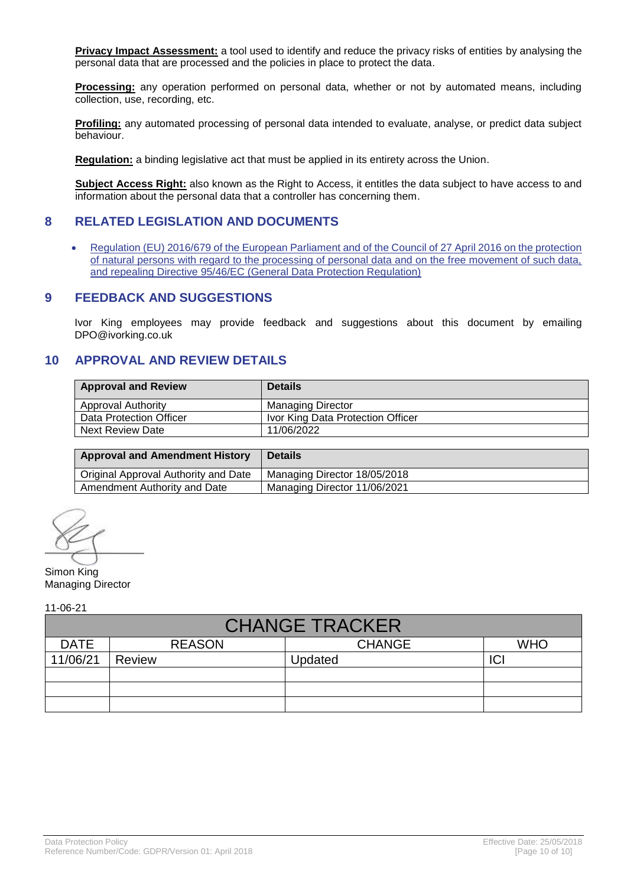**Privacy Impact Assessment:** a tool used to identify and reduce the privacy risks of entities by analysing the personal data that are processed and the policies in place to protect the data.

**Processing:** any operation performed on personal data, whether or not by automated means, including collection, use, recording, etc.

**Profiling:** any automated processing of personal data intended to evaluate, analyse, or predict data subject behaviour.

**Regulation:** a binding legislative act that must be applied in its entirety across the Union.

**Subject Access Right:** also known as the Right to Access, it entitles the data subject to have access to and information about the personal data that a controller has concerning them.

## 8 RELATED LEGISLATION AND DOCUMENTS

- Regulation (EU) 2016/679 of the European Parliament and of the Council of 27 April 2016 on the protection of natural persons with regard to the processing of personal data and on the free movement of such data, and repealing Directive 95/46/EC (General Data Protection Regulation)

## 9 FEEDBACK AND SUGGESTIONS

Ivor King employees may provide feedback and suggestions about this document by emailing DPO@ivorking.co.uk

## 10 APPROVAL AND REVIEW DETAILS

| Approval and Review | Details |
|---|---|
| Approval Authority | Managing Director |
| Data Protection Officer | Ivor King Data Protection Officer |
| Next Review Date | 11/06/2022 |

| Approval and Amendment History | Details |
|---|---|
| Original Approval Authority and Date | Managing Director 18/05/2018 |
| Amendment Authority and Date | Managing Director 11/06/2021 |

Simon King
Managing Director

11-06-21

| CHANGE TRACKER | | | |
|---|---|---|---|
| DATE | REASON | CHANGE | WHO |
| 11/06/21 | Review | Updated | ICI |
| | | | |
| | | | |
| | | | |